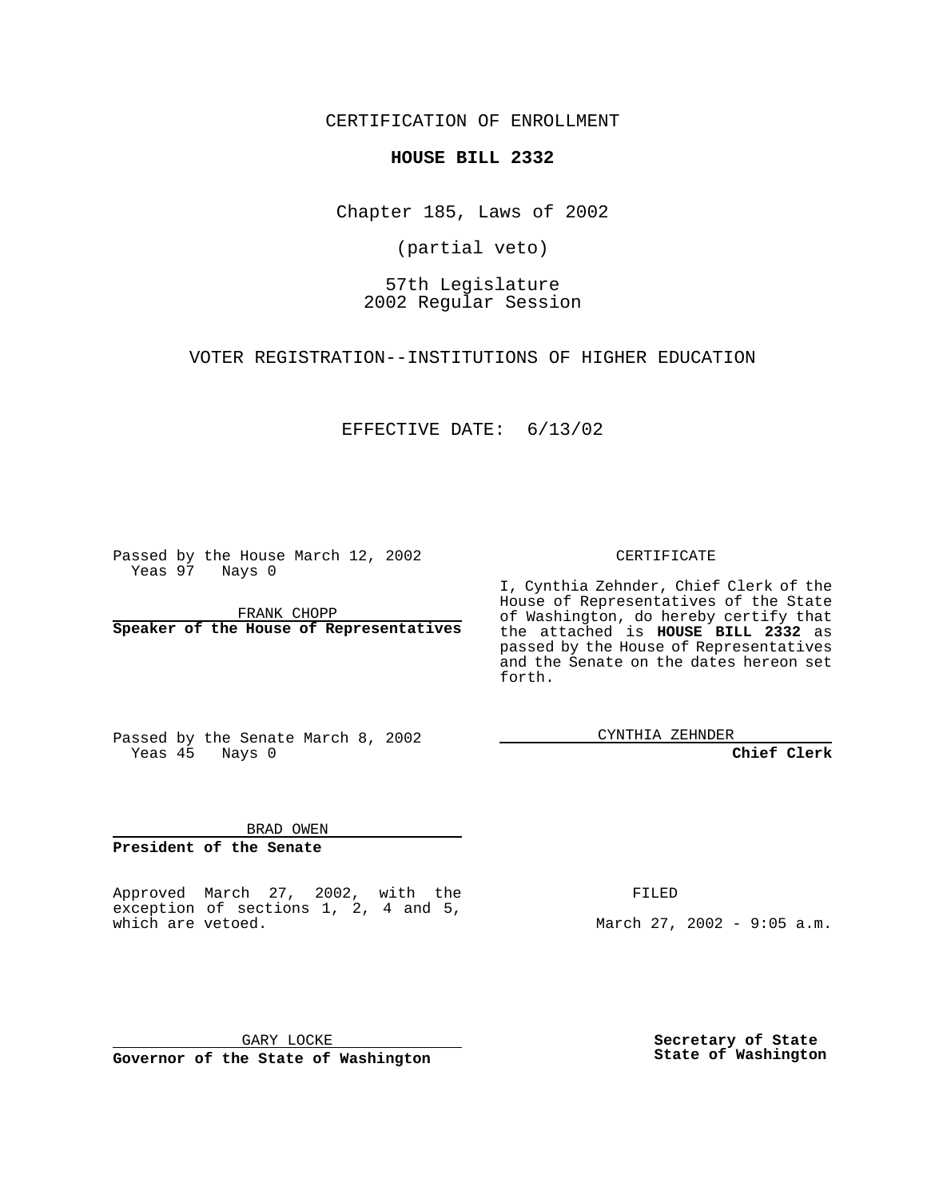CERTIFICATION OF ENROLLMENT

**HOUSE BILL 2332**

Chapter 185, Laws of 2002

(partial veto)

57th Legislature
2002 Regular Session

VOTER REGISTRATION--INSTITUTIONS OF HIGHER EDUCATION

EFFECTIVE DATE: 6/13/02

Passed by the House March 12, 2002
Yeas 97 Nays 0

FRANK CHOPP
**Speaker of the House of Representatives**

Passed by the Senate March 8, 2002
Yeas 45 Nays 0

BRAD OWEN
**President of the Senate**

CERTIFICATE

I, Cynthia Zehnder, Chief Clerk of the House of Representatives of the State of Washington, do hereby certify that the attached is **HOUSE BILL 2332** as passed by the House of Representatives and the Senate on the dates hereon set forth.

CYNTHIA ZEHNDER
**Chief Clerk**

Approved March 27, 2002, with the exception of sections 1, 2, 4 and 5, which are vetoed.

FILED

March 27, 2002 - 9:05 a.m.

GARY LOCKE
**Governor of the State of Washington**

**Secretary of State**
**State of Washington**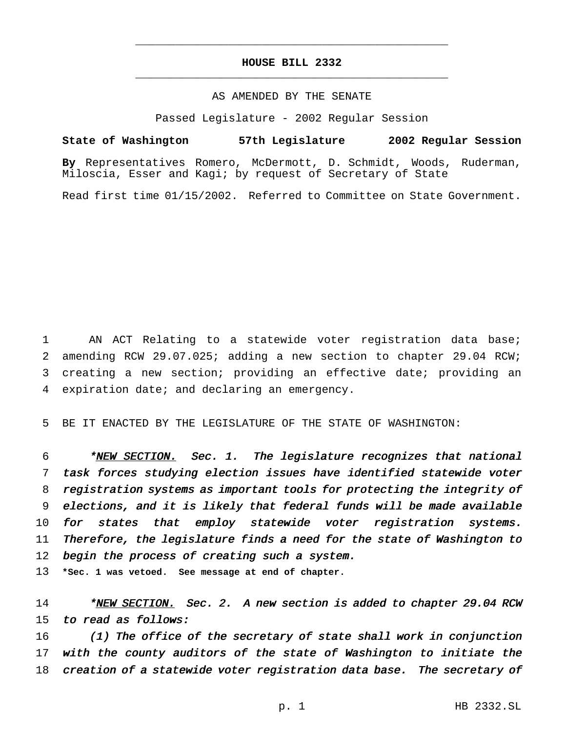# HOUSE BILL 2332

AS AMENDED BY THE SENATE

Passed Legislature - 2002 Regular Session

**State of Washington 57th Legislature 2002 Regular Session**

**By** Representatives Romero, McDermott, D. Schmidt, Woods, Ruderman, Miloscia, Esser and Kagi; by request of Secretary of State

Read first time 01/15/2002. Referred to Committee on State Government.

1 AN ACT Relating to a statewide voter registration data base;
2 amending RCW 29.07.025; adding a new section to chapter 29.04 RCW;
3 creating a new section; providing an effective date; providing an
4 expiration date; and declaring an emergency.

5 BE IT ENACTED BY THE LEGISLATURE OF THE STATE OF WASHINGTON:

6 *<u>NEW SECTION.</u> *Sec. 1. The legislature recognizes that national*
7 *task forces studying election issues have identified statewide voter*
8 *registration systems as important tools for protecting the integrity of*
9 *elections, and it is likely that federal funds will be made available*
10 *for states that employ statewide voter registration systems.*
11 *Therefore, the legislature finds a need for the state of Washington to*
12 *begin the process of creating such a system.*
13 **\*Sec. 1 was vetoed. See message at end of chapter.**

14 *<u>NEW SECTION.</u> *Sec. 2. A new section is added to chapter 29.04 RCW*
15 *to read as follows:*
16 *(1) The office of the secretary of state shall work in conjunction*
17 *with the county auditors of the state of Washington to initiate the*
18 *creation of a statewide voter registration data base. The secretary of*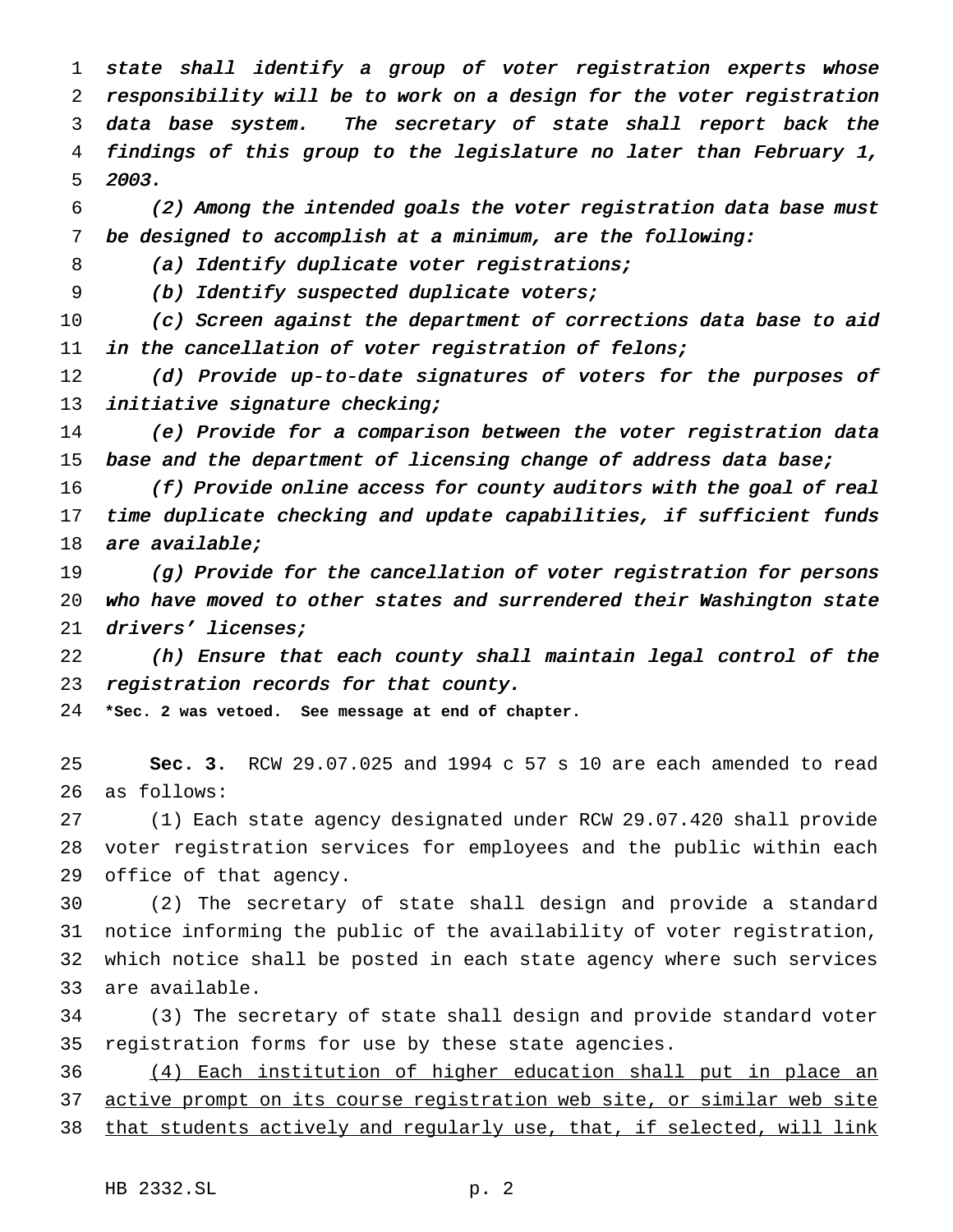*state shall identify a group of voter registration experts whose responsibility will be to work on a design for the voter registration data base system. The secretary of state shall report back the findings of this group to the legislature no later than February 1, 2003.*

*(2) Among the intended goals the voter registration data base must be designed to accomplish at a minimum, are the following:*

*(a) Identify duplicate voter registrations;*

*(b) Identify suspected duplicate voters;*

*(c) Screen against the department of corrections data base to aid in the cancellation of voter registration of felons;*

*(d) Provide up-to-date signatures of voters for the purposes of initiative signature checking;*

*(e) Provide for a comparison between the voter registration data base and the department of licensing change of address data base;*

*(f) Provide online access for county auditors with the goal of real time duplicate checking and update capabilities, if sufficient funds are available;*

*(g) Provide for the cancellation of voter registration for persons who have moved to other states and surrendered their Washington state drivers' licenses;*

*(h) Ensure that each county shall maintain legal control of the registration records for that county.*

***Sec. 2 was vetoed. See message at end of chapter.**

**Sec. 3.** RCW 29.07.025 and 1994 c 57 s 10 are each amended to read as follows:

(1) Each state agency designated under RCW 29.07.420 shall provide voter registration services for employees and the public within each office of that agency.

(2) The secretary of state shall design and provide a standard notice informing the public of the availability of voter registration, which notice shall be posted in each state agency where such services are available.

(3) The secretary of state shall design and provide standard voter registration forms for use by these state agencies.

<u>(4) Each institution of higher education shall put in place an active prompt on its course registration web site, or similar web site that students actively and regularly use, that, if selected, will link</u>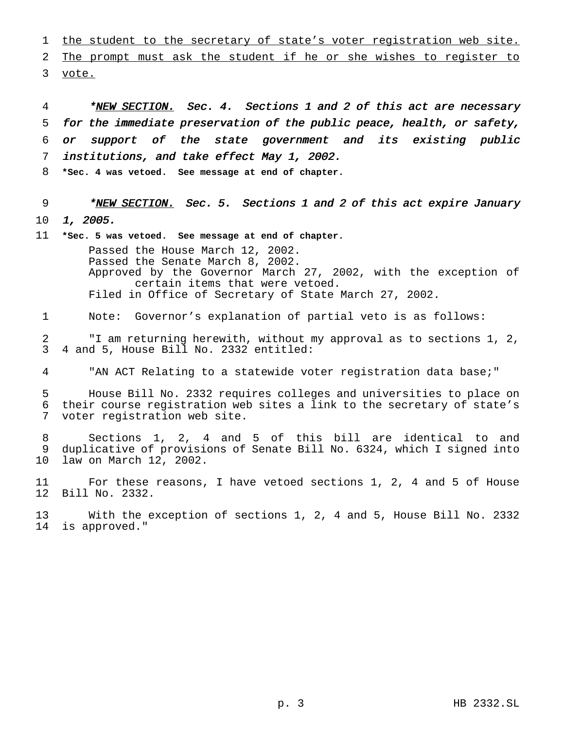the student to the secretary of state's voter registration web site. The prompt must ask the student if he or she wishes to register to vote.

*\*NEW SECTION. Sec. 4. Sections 1 and 2 of this act are necessary for the immediate preservation of the public peace, health, or safety, or support of the state government and its existing public institutions, and take effect May 1, 2002.*

**\*Sec. 4 was vetoed. See message at end of chapter.**

*\*NEW SECTION. Sec. 5. Sections 1 and 2 of this act expire January 1, 2005.*

**\*Sec. 5 was vetoed. See message at end of chapter.**

Passed the House March 12, 2002.
Passed the Senate March 8, 2002.
Approved by the Governor March 27, 2002, with the exception of certain items that were vetoed.
Filed in Office of Secretary of State March 27, 2002.

Note: Governor's explanation of partial veto is as follows:

"I am returning herewith, without my approval as to sections 1, 2, 4 and 5, House Bill No. 2332 entitled:

"AN ACT Relating to a statewide voter registration data base;"

House Bill No. 2332 requires colleges and universities to place on their course registration web sites a link to the secretary of state's voter registration web site.

Sections 1, 2, 4 and 5 of this bill are identical to and duplicative of provisions of Senate Bill No. 6324, which I signed into law on March 12, 2002.

For these reasons, I have vetoed sections 1, 2, 4 and 5 of House Bill No. 2332.

With the exception of sections 1, 2, 4 and 5, House Bill No. 2332 is approved."